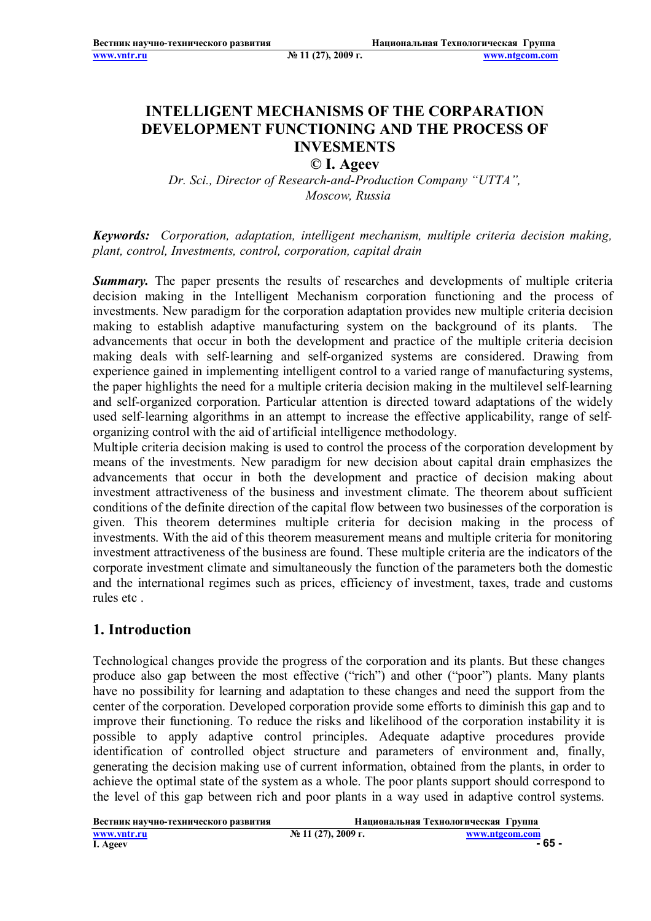# INTELLIGENT MECHANISMS OF THE CORPARATION DEVELOPMENT FUNCTIONING AND THE PROCESS OF INVESMENTS

**© I. Ageev**

*Dr. Sci., Director of Research-and-Production Company "UTTA", Moscow, Russia*

***Keywords:*** *Corporation, adaptation, intelligent mechanism, multiple criteria decision making, plant, control, Investments, control, corporation, capital drain*

***Summary.*** The paper presents the results of researches and developments of multiple criteria decision making in the Intelligent Mechanism corporation functioning and the process of investments. New paradigm for the corporation adaptation provides new multiple criteria decision making to establish adaptive manufacturing system on the background of its plants. The advancements that occur in both the development and practice of the multiple criteria decision making deals with self-learning and self-organized systems are considered. Drawing from experience gained in implementing intelligent control to a varied range of manufacturing systems, the paper highlights the need for a multiple criteria decision making in the multilevel self-learning and self-organized corporation. Particular attention is directed toward adaptations of the widely used self-learning algorithms in an attempt to increase the effective applicability, range of self-organizing control with the aid of artificial intelligence methodology.

Multiple criteria decision making is used to control the process of the corporation development by means of the investments. New paradigm for new decision about capital drain emphasizes the advancements that occur in both the development and practice of decision making about investment attractiveness of the business and investment climate. The theorem about sufficient conditions of the definite direction of the capital flow between two businesses of the corporation is given. This theorem determines multiple criteria for decision making in the process of investments. With the aid of this theorem measurement means and multiple criteria for monitoring investment attractiveness of the business are found. These multiple criteria are the indicators of the corporate investment climate and simultaneously the function of the parameters both the domestic and the international regimes such as prices, efficiency of investment, taxes, trade and customs rules etc .

## 1. Introduction

Technological changes provide the progress of the corporation and its plants. But these changes produce also gap between the most effective ("rich") and other ("poor") plants. Many plants have no possibility for learning and adaptation to these changes and need the support from the center of the corporation. Developed corporation provide some efforts to diminish this gap and to improve their functioning. To reduce the risks and likelihood of the corporation instability it is possible to apply adaptive control principles. Adequate adaptive procedures provide identification of controlled object structure and parameters of environment and, finally, generating the decision making use of current information, obtained from the plants, in order to achieve the optimal state of the system as a whole. The poor plants support should correspond to the level of this gap between rich and poor plants in a way used in adaptive control systems.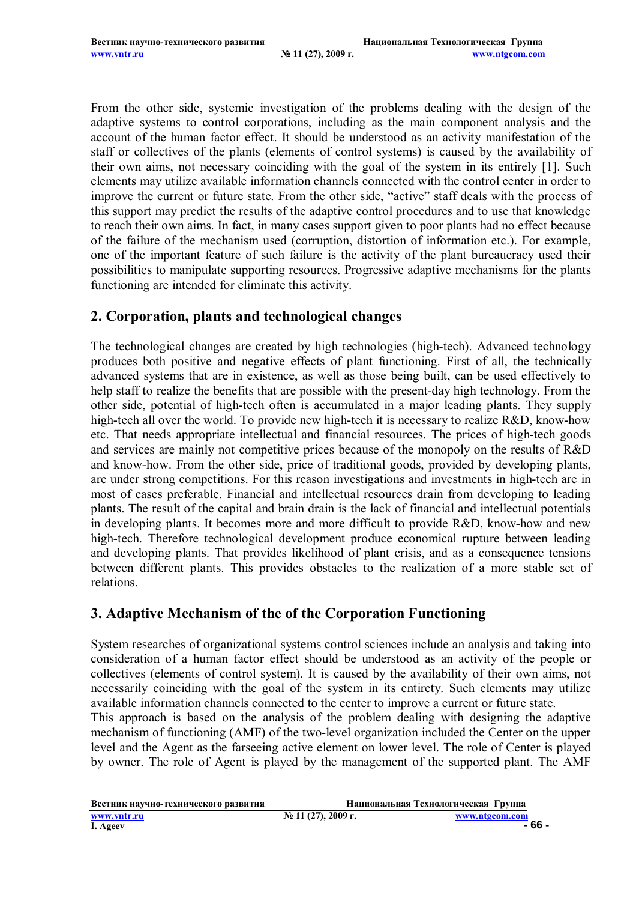From the other side, systemic investigation of the problems dealing with the design of the adaptive systems to control corporations, including as the main component analysis and the account of the human factor effect. It should be understood as an activity manifestation of the staff or collectives of the plants (elements of control systems) is caused by the availability of their own aims, not necessary coinciding with the goal of the system in its entirely [1]. Such elements may utilize available information channels connected with the control center in order to improve the current or future state. From the other side, "active" staff deals with the process of this support may predict the results of the adaptive control procedures and to use that knowledge to reach their own aims. In fact, in many cases support given to poor plants had no effect because of the failure of the mechanism used (corruption, distortion of information etc.). For example, one of the important feature of such failure is the activity of the plant bureaucracy used their possibilities to manipulate supporting resources. Progressive adaptive mechanisms for the plants functioning are intended for eliminate this activity.

## 2. Corporation, plants and technological changes

The technological changes are created by high technologies (high-tech). Advanced technology produces both positive and negative effects of plant functioning. First of all, the technically advanced systems that are in existence, as well as those being built, can be used effectively to help staff to realize the benefits that are possible with the present-day high technology. From the other side, potential of high-tech often is accumulated in a major leading plants. They supply high-tech all over the world. To provide new high-tech it is necessary to realize R&D, know-how etc. That needs appropriate intellectual and financial resources. The prices of high-tech goods and services are mainly not competitive prices because of the monopoly on the results of R&D and know-how. From the other side, price of traditional goods, provided by developing plants, are under strong competitions. For this reason investigations and investments in high-tech are in most of cases preferable. Financial and intellectual resources drain from developing to leading plants. The result of the capital and brain drain is the lack of financial and intellectual potentials in developing plants. It becomes more and more difficult to provide R&D, know-how and new high-tech. Therefore technological development produce economical rupture between leading and developing plants. That provides likelihood of plant crisis, and as a consequence tensions between different plants. This provides obstacles to the realization of a more stable set of relations.

## 3. Adaptive Mechanism of the of the Corporation Functioning

System researches of organizational systems control sciences include an analysis and taking into consideration of a human factor effect should be understood as an activity of the people or collectives (elements of control system). It is caused by the availability of their own aims, not necessarily coinciding with the goal of the system in its entirety. Such elements may utilize available information channels connected to the center to improve a current or future state.

This approach is based on the analysis of the problem dealing with designing the adaptive mechanism of functioning (AMF) of the two-level organization included the Center on the upper level and the Agent as the farseeing active element on lower level. The role of Center is played by owner. The role of Agent is played by the management of the supported plant. The AMF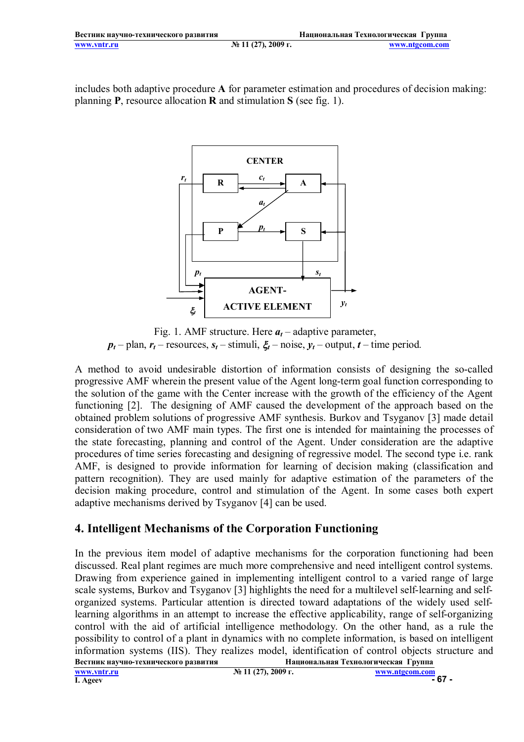includes both adaptive procedure **A** for parameter estimation and procedures of decision making: planning **P**, resource allocation **R** and stimulation **S** (see fig. 1).

Fig. 1. AMF structure. Here $a_t$ – adaptive parameter, $p_t$ – plan, $r_t$ – resources, $s_t$ – stimuli, $\xi_t$ – noise, $y_t$ – output, $t$ – time period.

A method to avoid undesirable distortion of information consists of designing the so-called progressive AMF wherein the present value of the Agent long-term goal function corresponding to the solution of the game with the Center increase with the growth of the efficiency of the Agent functioning [2]. The designing of AMF caused the development of the approach based on the obtained problem solutions of progressive AMF synthesis. Burkov and Tsyganov [3] made detail consideration of two AMF main types. The first one is intended for maintaining the processes of the state forecasting, planning and control of the Agent. Under consideration are the adaptive procedures of time series forecasting and designing of regressive model. The second type i.e. rank AMF, is designed to provide information for learning of decision making (classification and pattern recognition). They are used mainly for adaptive estimation of the parameters of the decision making procedure, control and stimulation of the Agent. In some cases both expert adaptive mechanisms derived by Tsyganov [4] can be used.

## 4. Intelligent Mechanisms of the Corporation Functioning

In the previous item model of adaptive mechanisms for the corporation functioning had been discussed. Real plant regimes are much more comprehensive and need intelligent control systems. Drawing from experience gained in implementing intelligent control to a varied range of large scale systems, Burkov and Tsyganov [3] highlights the need for a multilevel self-learning and self-organized systems. Particular attention is directed toward adaptations of the widely used self-learning algorithms in an attempt to increase the effective applicability, range of self-organizing control with the aid of artificial intelligence methodology. On the other hand, as a rule the possibility to control of a plant in dynamics with no complete information, is based on intelligent information systems (IIS). They realizes model, identification of control objects structure and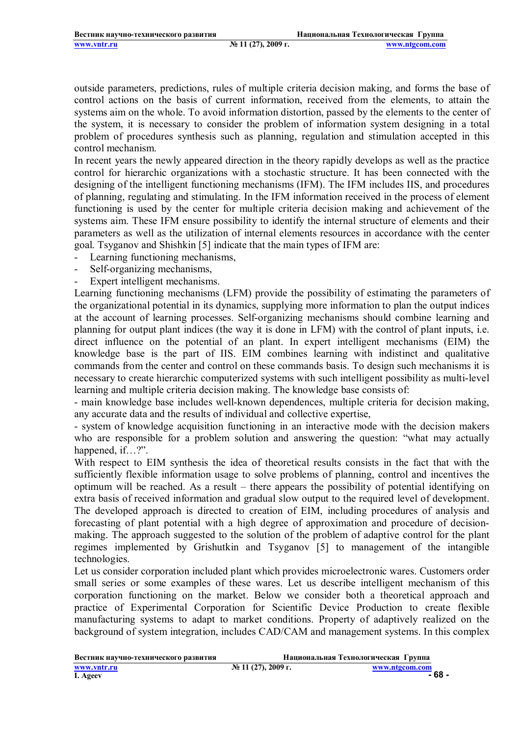outside parameters, predictions, rules of multiple criteria decision making, and forms the base of control actions on the basis of current information, received from the elements, to attain the systems aim on the whole. To avoid information distortion, passed by the elements to the center of the system, it is necessary to consider the problem of information system designing in a total problem of procedures synthesis such as planning, regulation and stimulation accepted in this control mechanism.

In recent years the newly appeared direction in the theory rapidly develops as well as the practice control for hierarchic organizations with a stochastic structure. It has been connected with the designing of the intelligent functioning mechanisms (IFM). The IFM includes IIS, and procedures of planning, regulating and stimulating. In the IFM information received in the process of element functioning is used by the center for multiple criteria decision making and achievement of the systems aim. These IFM ensure possibility to identify the internal structure of elements and their parameters as well as the utilization of internal elements resources in accordance with the center goal. Tsyganov and Shishkin [5] indicate that the main types of IFM are:

- Learning functioning mechanisms,
- Self-organizing mechanisms,
- Expert intelligent mechanisms.

Learning functioning mechanisms (LFM) provide the possibility of estimating the parameters of the organizational potential in its dynamics, supplying more information to plan the output indices at the account of learning processes. Self-organizing mechanisms should combine learning and planning for output plant indices (the way it is done in LFM) with the control of plant inputs, i.e. direct influence on the potential of an plant. In expert intelligent mechanisms (EIM) the knowledge base is the part of IIS. EIM combines learning with indistinct and qualitative commands from the center and control on these commands basis. To design such mechanisms it is necessary to create hierarchic computerized systems with such intelligent possibility as multi-level learning and multiple criteria decision making. The knowledge base consists of:

- main knowledge base includes well-known dependences, multiple criteria for decision making, any accurate data and the results of individual and collective expertise,
- system of knowledge acquisition functioning in an interactive mode with the decision makers who are responsible for a problem solution and answering the question: "what may actually happened, if…?".

With respect to EIM synthesis the idea of theoretical results consists in the fact that with the sufficiently flexible information usage to solve problems of planning, control and incentives the optimum will be reached. As a result – there appears the possibility of potential identifying on extra basis of received information and gradual slow output to the required level of development. The developed approach is directed to creation of EIM, including procedures of analysis and forecasting of plant potential with a high degree of approximation and procedure of decision-making. The approach suggested to the solution of the problem of adaptive control for the plant regimes implemented by Grishutkin and Tsyganov [5] to management of the intangible technologies.

Let us consider corporation included plant which provides microelectronic wares. Customers order small series or some examples of these wares. Let us describe intelligent mechanism of this corporation functioning on the market. Below we consider both a theoretical approach and practice of Experimental Corporation for Scientific Device Production to create flexible manufacturing systems to adapt to market conditions. Property of adaptively realized on the background of system integration, includes CAD/CAM and management systems. In this complex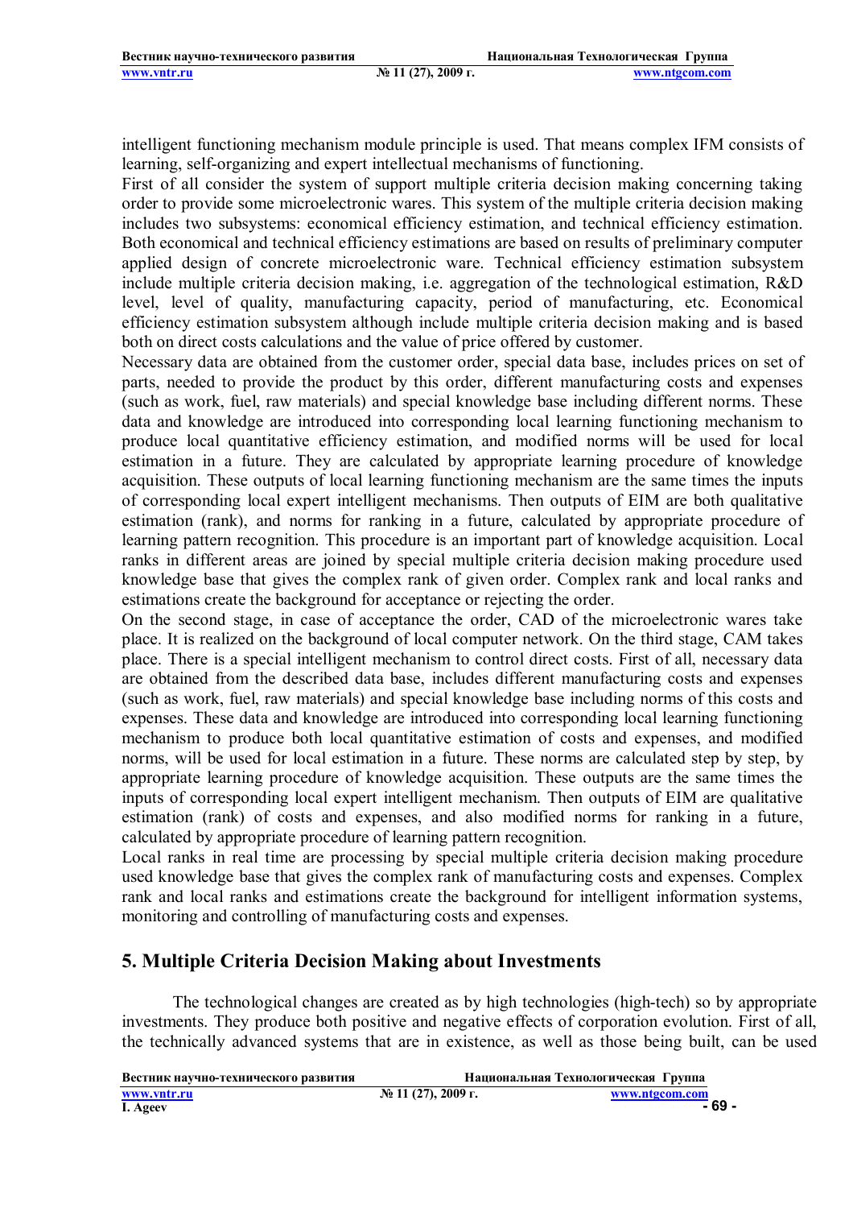intelligent functioning mechanism module principle is used. That means complex IFM consists of learning, self-organizing and expert intellectual mechanisms of functioning.
First of all consider the system of support multiple criteria decision making concerning taking order to provide some microelectronic wares. This system of the multiple criteria decision making includes two subsystems: economical efficiency estimation, and technical efficiency estimation. Both economical and technical efficiency estimations are based on results of preliminary computer applied design of concrete microelectronic ware. Technical efficiency estimation subsystem include multiple criteria decision making, i.e. aggregation of the technological estimation, R&D level, level of quality, manufacturing capacity, period of manufacturing, etc. Economical efficiency estimation subsystem although include multiple criteria decision making and is based both on direct costs calculations and the value of price offered by customer.
Necessary data are obtained from the customer order, special data base, includes prices on set of parts, needed to provide the product by this order, different manufacturing costs and expenses (such as work, fuel, raw materials) and special knowledge base including different norms. These data and knowledge are introduced into corresponding local learning functioning mechanism to produce local quantitative efficiency estimation, and modified norms will be used for local estimation in a future. They are calculated by appropriate learning procedure of knowledge acquisition. These outputs of local learning functioning mechanism are the same times the inputs of corresponding local expert intelligent mechanisms. Then outputs of EIM are both qualitative estimation (rank), and norms for ranking in a future, calculated by appropriate procedure of learning pattern recognition. This procedure is an important part of knowledge acquisition. Local ranks in different areas are joined by special multiple criteria decision making procedure used knowledge base that gives the complex rank of given order. Complex rank and local ranks and estimations create the background for acceptance or rejecting the order.
On the second stage, in case of acceptance the order, CAD of the microelectronic wares take place. It is realized on the background of local computer network. On the third stage, CAM takes place. There is a special intelligent mechanism to control direct costs. First of all, necessary data are obtained from the described data base, includes different manufacturing costs and expenses (such as work, fuel, raw materials) and special knowledge base including norms of this costs and expenses. These data and knowledge are introduced into corresponding local learning functioning mechanism to produce both local quantitative estimation of costs and expenses, and modified norms, will be used for local estimation in a future. These norms are calculated step by step, by appropriate learning procedure of knowledge acquisition. These outputs are the same times the inputs of corresponding local expert intelligent mechanism. Then outputs of EIM are qualitative estimation (rank) of costs and expenses, and also modified norms for ranking in a future, calculated by appropriate procedure of learning pattern recognition.
Local ranks in real time are processing by special multiple criteria decision making procedure used knowledge base that gives the complex rank of manufacturing costs and expenses. Complex rank and local ranks and estimations create the background for intelligent information systems, monitoring and controlling of manufacturing costs and expenses.

## 5. Multiple Criteria Decision Making about Investments

The technological changes are created as by high technologies (high-tech) so by appropriate investments. They produce both positive and negative effects of corporation evolution. First of all, the technically advanced systems that are in existence, as well as those being built, can be used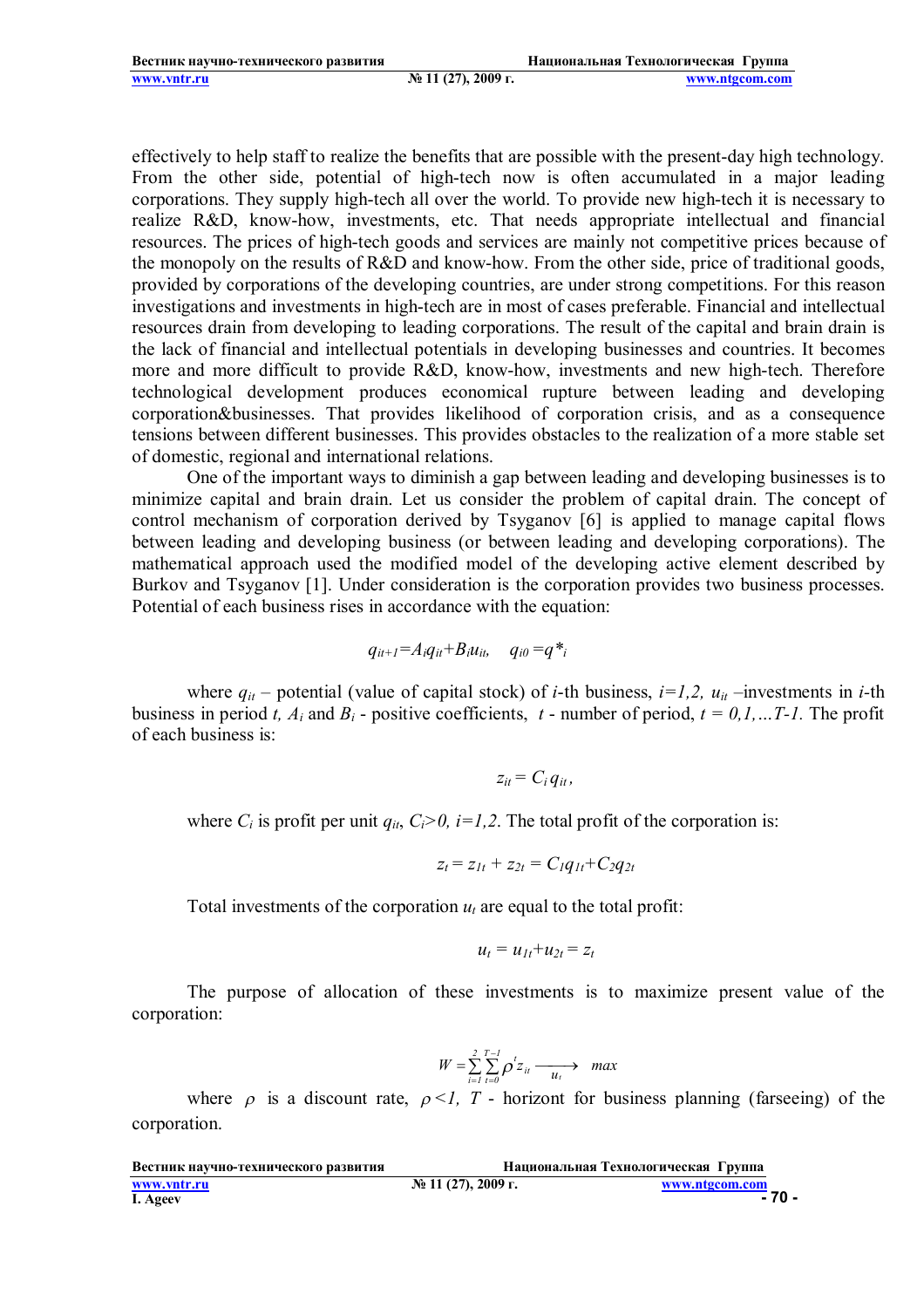effectively to help staff to realize the benefits that are possible with the present-day high technology. From the other side, potential of high-tech now is often accumulated in a major leading corporations. They supply high-tech all over the world. To provide new high-tech it is necessary to realize R&D, know-how, investments, etc. That needs appropriate intellectual and financial resources. The prices of high-tech goods and services are mainly not competitive prices because of the monopoly on the results of R&D and know-how. From the other side, price of traditional goods, provided by corporations of the developing countries, are under strong competitions. For this reason investigations and investments in high-tech are in most of cases preferable. Financial and intellectual resources drain from developing to leading corporations. The result of the capital and brain drain is the lack of financial and intellectual potentials in developing businesses and countries. It becomes more and more difficult to provide R&D, know-how, investments and new high-tech. Therefore technological development produces economical rupture between leading and developing corporation&businesses. That provides likelihood of corporation crisis, and as a consequence tensions between different businesses. This provides obstacles to the realization of a more stable set of domestic, regional and international relations.

One of the important ways to diminish a gap between leading and developing businesses is to minimize capital and brain drain. Let us consider the problem of capital drain. The concept of control mechanism of corporation derived by Tsyganov [6] is applied to manage capital flows between leading and developing business (or between leading and developing corporations). The mathematical approach used the modified model of the developing active element described by Burkov and Tsyganov [1]. Under consideration is the corporation provides two business processes. Potential of each business rises in accordance with the equation:

$$q_{it+1}=A_i q_{it}+B_i u_{it}, \quad q_{i0}=q^*_i$$

where $q_{it}$ – potential (value of capital stock) of $i$-th business, $i=1,2,$ $u_{it}$ –investments in $i$-th business in period $t$, $A_i$ and $B_i$ - positive coefficients, $t$ - number of period, $t = 0,1,\ldots T\text{-}1$. The profit of each business is:

$$z_{it} = C_i q_{it},$$

where $C_i$ is profit per unit $q_{it}$, $C_i>0$, $i=1,2$. The total profit of the corporation is:

$$z_t = z_{1t} + z_{2t} = C_1 q_{1t}+C_2 q_{2t}$$

Total investments of the corporation $u_t$ are equal to the total profit:

$$u_t = u_{1t}+u_{2t} = z_t$$

The purpose of allocation of these investments is to maximize present value of the corporation:

$$W=\sum_{i=1}^{2}\sum_{t=0}^{T-1}\rho^t z_{it} \xrightarrow[u_t]{} max$$

where $\rho$ is a discount rate, $\rho<1$, $T$ - horizon for business planning (farseeing) of the corporation.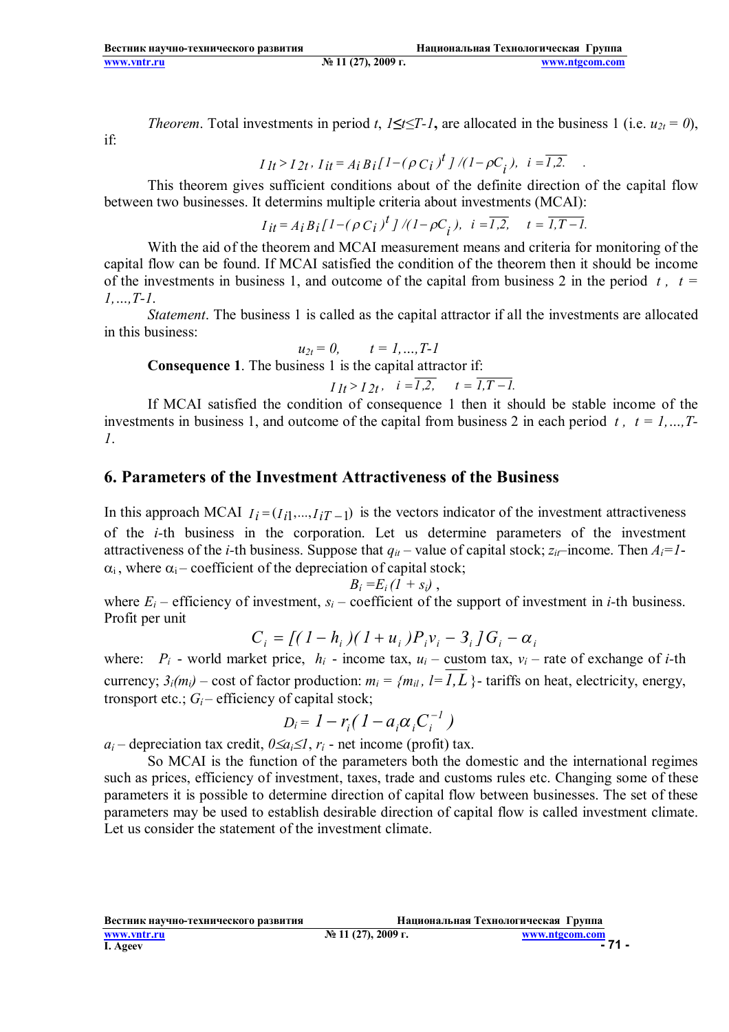*Theorem*. Total investments in period $t$, $1 \leq t \leq T-1$**,** are allocated in the business 1 (i.e. $u_{2t} = 0$), if:

$$I_{1t} > I_{2t}, \; I_{it} = A_i B_i [1-(\rho C_i)^t] / (1-\rho C_i), \quad i = \overline{1,2}.$$

This theorem gives sufficient conditions about of the definite direction of the capital flow between two businesses. It determins multiple criteria about investments (MCAI):

$$I_{it} = A_i B_i [1-(\rho C_i)^t] / (1-\rho C_i), \quad i = \overline{1,2}, \quad t = \overline{1, T-1}.$$

With the aid of the theorem and MCAI measurement means and criteria for monitoring of the capital flow can be found. If MCAI satisfied the condition of the theorem then it should be income of the investments in business 1, and outcome of the capital from business 2 in the period $t$, $t = 1,\ldots,T-1$.

*Statement*. The business 1 is called as the capital attractor if all the investments are allocated in this business:

$$u_{2t} = 0, \qquad t = 1,\ldots,T-1$$

**Consequence 1**. The business 1 is the capital attractor if:

$$I_{1t} > I_{2t}, \quad i = \overline{1,2}, \quad t = \overline{1, T-1}.$$

If MCAI satisfied the condition of consequence 1 then it should be stable income of the investments in business 1, and outcome of the capital from business 2 in each period $t$, $t = 1,\ldots,T-1$.

## 6. Parameters of the Investment Attractiveness of the Business

In this approach MCAI $I_i = (I_{i1},\ldots,I_{iT-1})$ is the vectors indicator of the investment attractiveness of the $i$-th business in the corporation. Let us determine parameters of the investment attractiveness of the $i$-th business. Suppose that $q_{it}$ – value of capital stock; $z_{it}$–income. Then $A_i = 1-\alpha_i$, where $\alpha_i$ – coefficient of the depreciation of capital stock;

$$B_i = E_i (1 + s_i),$$

where $E_i$ – efficiency of investment, $s_i$ – coefficient of the support of investment in $i$-th business. Profit per unit

$$C_i = [(1-h_i)(1+u_i)P_i v_i - З_i] G_i - \alpha_i$$

where: $P_i$ - world market price, $h_i$ - income tax, $u_i$ – custom tax, $v_i$ – rate of exchange of $i$-th currency; $З_i(m_i)$ – cost of factor production: $m_i = \{m_{il},\ l = \overline{1,L}\}$ - tariffs on heat, electricity, energy, tronsport etc.; $G_i$ – efficiency of capital stock;

$$D_i = 1 - r_i (1 - a_i \alpha_i C_i^{-1})$$

$a_i$ – depreciation tax credit, $0 \leq a_i \leq 1$, $r_i$ - net income (profit) tax.

So MCAI is the function of the parameters both the domestic and the international regimes such as prices, efficiency of investment, taxes, trade and customs rules etc. Changing some of these parameters it is possible to determine direction of capital flow between businesses. The set of these parameters may be used to establish desirable direction of capital flow is called investment climate. Let us consider the statement of the investment climate.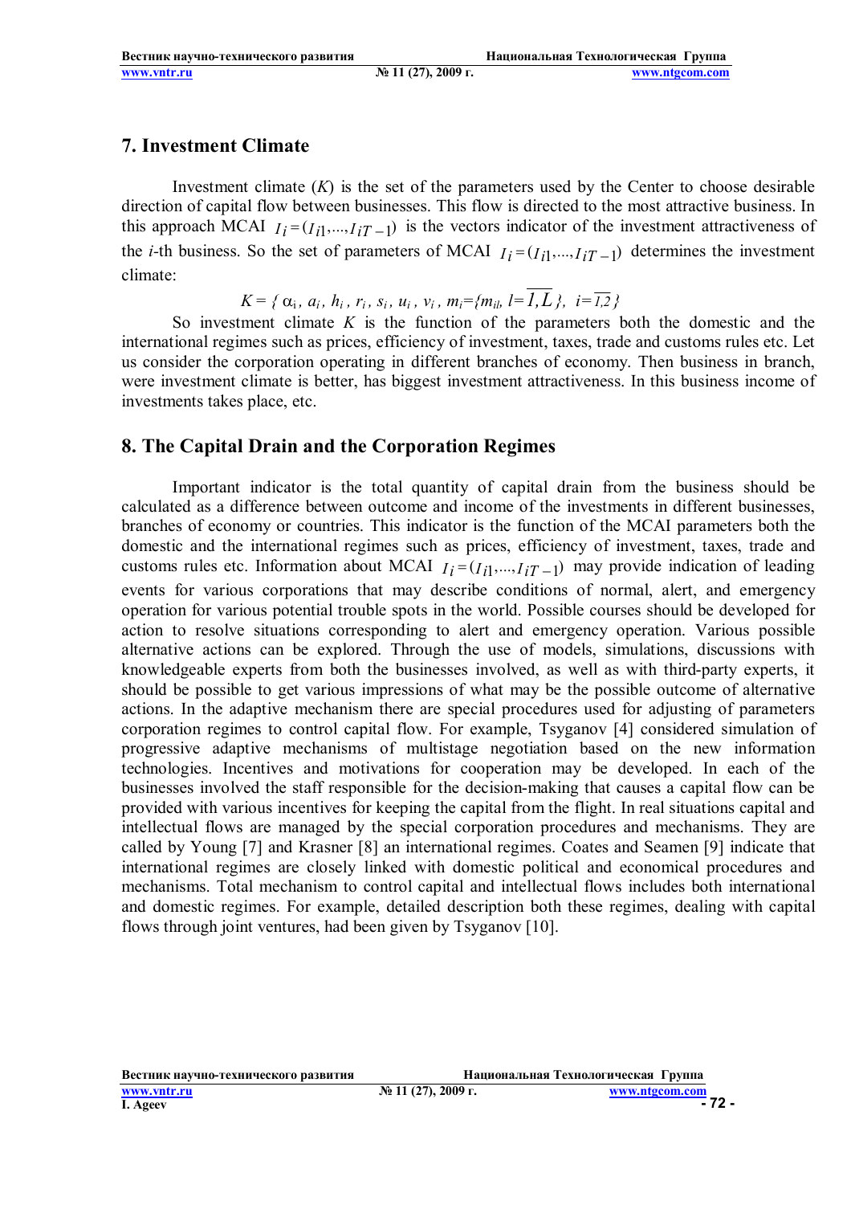## 7. Investment Climate

Investment climate ($K$) is the set of the parameters used by the Center to choose desirable direction of capital flow between businesses. This flow is directed to the most attractive business. In this approach MCAI $I_i = (I_{i1},...,I_{iT-1})$ is the vectors indicator of the investment attractiveness of the $i$-th business. So the set of parameters of MCAI $I_i = (I_{i1},...,I_{iT-1})$ determines the investment climate:

$$K = \{ \alpha_i,\ a_i,\ h_i,\ r_i,\ s_i,\ u_i,\ v_i,\ m_i = \{m_{il},\ l = \overline{1,L}\},\ \ i = \overline{1,2} \}$$

So investment climate $K$ is the function of the parameters both the domestic and the international regimes such as prices, efficiency of investment, taxes, trade and customs rules etc. Let us consider the corporation operating in different branches of economy. Then business in branch, were investment climate is better, has biggest investment attractiveness. In this business income of investments takes place, etc.

## 8. The Capital Drain and the Corporation Regimes

Important indicator is the total quantity of capital drain from the business should be calculated as a difference between outcome and income of the investments in different businesses, branches of economy or countries. This indicator is the function of the MCAI parameters both the domestic and the international regimes such as prices, efficiency of investment, taxes, trade and customs rules etc. Information about MCAI $I_i = (I_{i1},...,I_{iT-1})$ may provide indication of leading events for various corporations that may describe conditions of normal, alert, and emergency operation for various potential trouble spots in the world. Possible courses should be developed for action to resolve situations corresponding to alert and emergency operation. Various possible alternative actions can be explored. Through the use of models, simulations, discussions with knowledgeable experts from both the businesses involved, as well as with third-party experts, it should be possible to get various impressions of what may be the possible outcome of alternative actions. In the adaptive mechanism there are special procedures used for adjusting of parameters corporation regimes to control capital flow. For example, Tsyganov [4] considered simulation of progressive adaptive mechanisms of multistage negotiation based on the new information technologies. Incentives and motivations for cooperation may be developed. In each of the businesses involved the staff responsible for the decision-making that causes a capital flow can be provided with various incentives for keeping the capital from the flight. In real situations capital and intellectual flows are managed by the special corporation procedures and mechanisms. They are called by Young [7] and Krasner [8] an international regimes. Coates and Seamen [9] indicate that international regimes are closely linked with domestic political and economical procedures and mechanisms. Total mechanism to control capital and intellectual flows includes both international and domestic regimes. For example, detailed description both these regimes, dealing with capital flows through joint ventures, had been given by Tsyganov [10].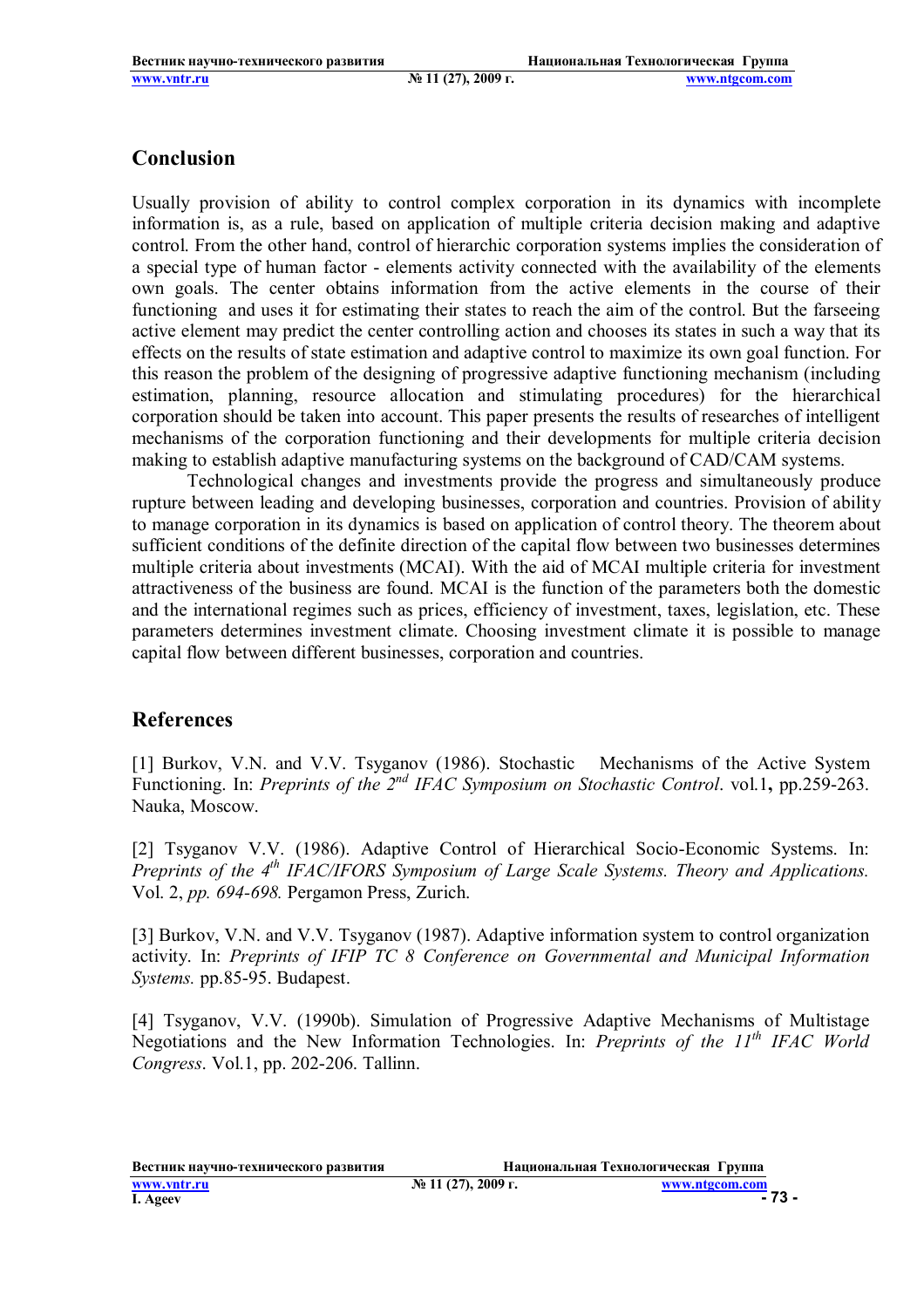## Conclusion

Usually provision of ability to control complex corporation in its dynamics with incomplete information is, as a rule, based on application of multiple criteria decision making and adaptive control. From the other hand, control of hierarchic corporation systems implies the consideration of a special type of human factor - elements activity connected with the availability of the elements own goals. The center obtains information from the active elements in the course of their functioning and uses it for estimating their states to reach the aim of the control. But the farseeing active element may predict the center controlling action and chooses its states in such a way that its effects on the results of state estimation and adaptive control to maximize its own goal function. For this reason the problem of the designing of progressive adaptive functioning mechanism (including estimation, planning, resource allocation and stimulating procedures) for the hierarchical corporation should be taken into account. This paper presents the results of researches of intelligent mechanisms of the corporation functioning and their developments for multiple criteria decision making to establish adaptive manufacturing systems on the background of CAD/CAM systems.

Technological changes and investments provide the progress and simultaneously produce rupture between leading and developing businesses, corporation and countries. Provision of ability to manage corporation in its dynamics is based on application of control theory. The theorem about sufficient conditions of the definite direction of the capital flow between two businesses determines multiple criteria about investments (MCAI). With the aid of MCAI multiple criteria for investment attractiveness of the business are found. MCAI is the function of the parameters both the domestic and the international regimes such as prices, efficiency of investment, taxes, legislation, etc. These parameters determines investment climate. Choosing investment climate it is possible to manage capital flow between different businesses, corporation and countries.

## References

[1] Burkov, V.N. and V.V. Tsyganov (1986). Stochastic Mechanisms of the Active System Functioning. In: *Preprints of the 2nd IFAC Symposium on Stochastic Control*. vol.1, pp.259-263. Nauka, Moscow.

[2] Tsyganov V.V. (1986). Adaptive Control of Hierarchical Socio-Economic Systems. In: *Preprints of the 4th IFAC/IFORS Symposium of Large Scale Systems. Theory and Applications.* Vol. 2, *pp. 694-698.* Pergamon Press, Zurich.

[3] Burkov, V.N. and V.V. Tsyganov (1987). Adaptive information system to control organization activity. In: *Preprints of IFIP TC 8 Conference on Governmental and Municipal Information Systems.* pp.85-95. Budapest.

[4] Tsyganov, V.V. (1990b). Simulation of Progressive Adaptive Mechanisms of Multistage Negotiations and the New Information Technologies. In: *Preprints of the 11th IFAC World Congress*. Vol.1, pp. 202-206. Tallinn.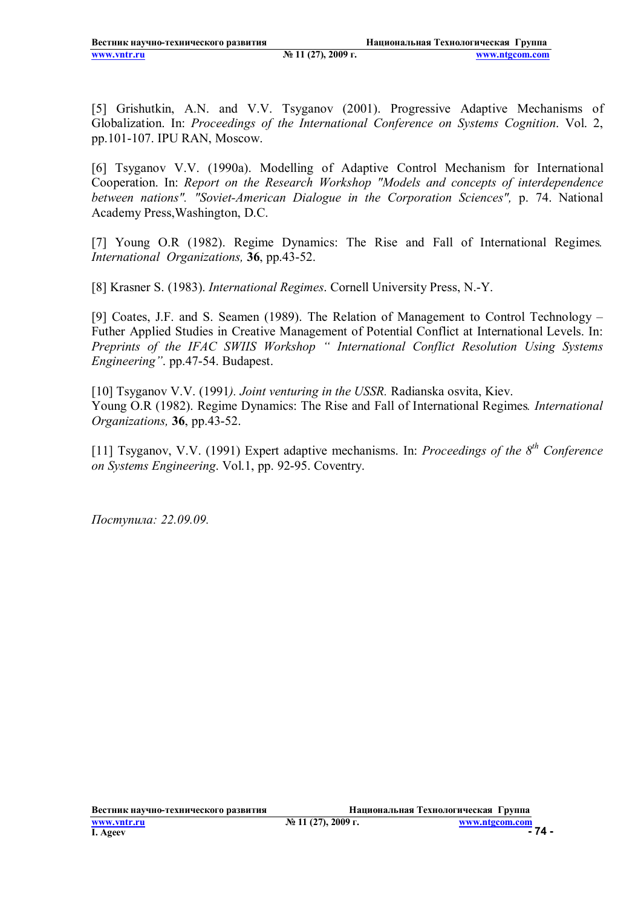[5] Grishutkin, A.N. and V.V. Tsyganov (2001). Progressive Adaptive Mechanisms of Globalization. In: *Proceedings of the International Conference on Systems Cognition*. Vol. 2, pp.101-107. IPU RAN, Moscow.

[6] Tsyganov V.V. (1990a). Modelling of Adaptive Control Mechanism for International Cooperation. In: *Report on the Research Workshop "Models and concepts of interdependence between nations". "Soviet-American Dialogue in the Corporation Sciences",* p. 74. National Academy Press,Washington, D.C.

[7] Young O.R (1982). Regime Dynamics: The Rise and Fall of International Regimes. *International Organizations,* **36**, pp.43-52.

[8] Krasner S. (1983). *International Regimes*. Cornell University Press, N.-Y.

[9] Coates, J.F. and S. Seamen (1989). The Relation of Management to Control Technology – Futher Applied Studies in Creative Management of Potential Conflict at International Levels. In: *Preprints of the IFAC SWIIS Workshop " International Conflict Resolution Using Systems Engineering"*. pp.47-54. Budapest.

[10] Tsyganov V.V. (1991*). Joint venturing in the USSR.* Radianska osvita, Kiev.
Young O.R (1982). Regime Dynamics: The Rise and Fall of International Regimes*. International Organizations,* **36**, pp.43-52.

[11] Tsyganov, V.V. (1991) Expert adaptive mechanisms. In: *Proceedings of the 8th Conference on Systems Engineering*. Vol.1, pp. 92-95. Coventry.

*Поступила: 22.09.09.*